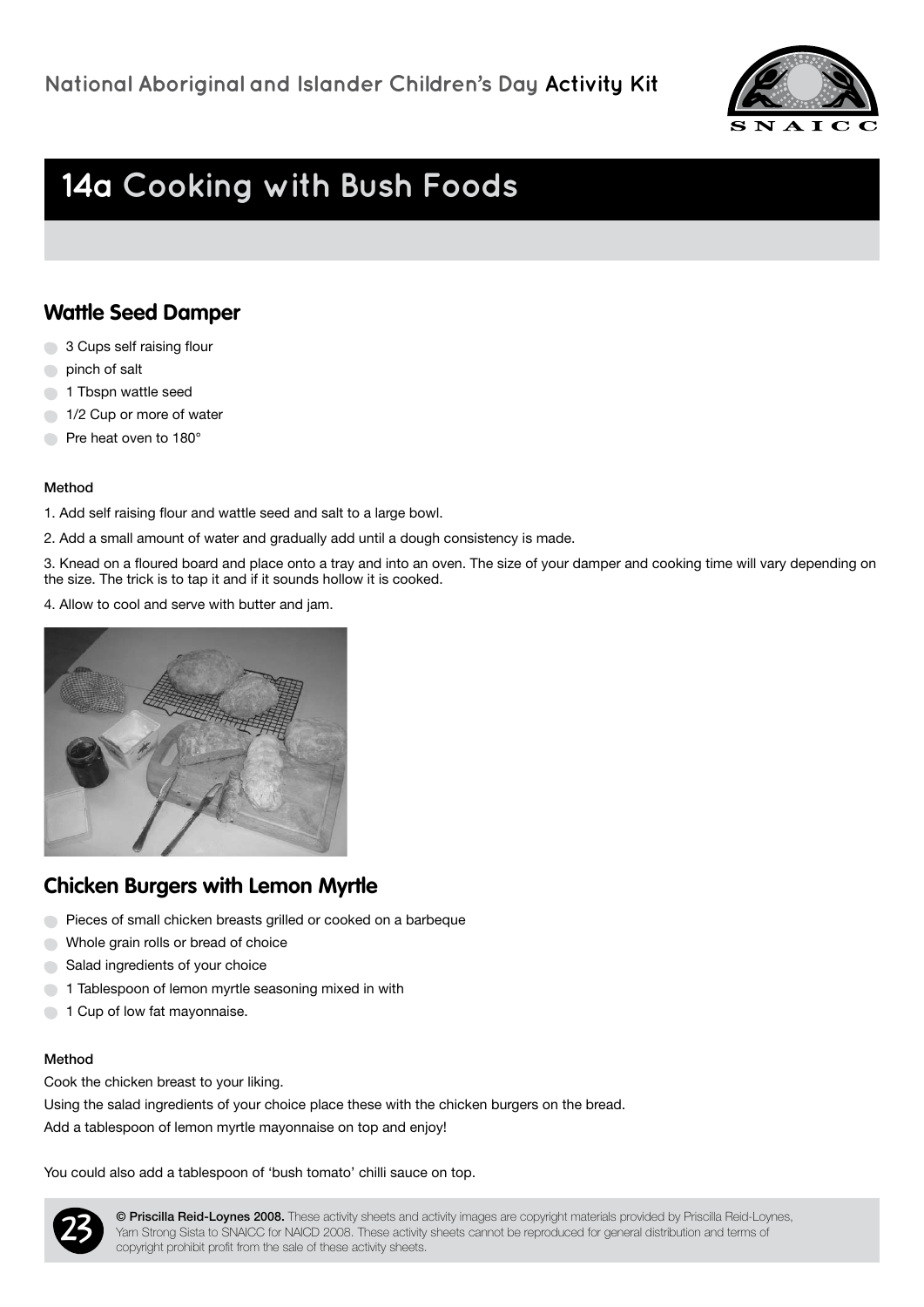# 14a Cooking with Bush Foods

## Wattle Seed Damper

- 3 Cups self raising flour
- pinch of salt
- 1 Tbspn wattle seed
- 1/2 Cup or more of water
- Pre heat oven to 180°

**Method**

1. Add self raising flour and wattle seed and salt to a large bowl.
2. Add a small amount of water and gradually add until a dough consistency is made.
3. Knead on a floured board and place onto a tray and into an oven. The size of your damper and cooking time will vary depending on the size. The trick is to tap it and if it sounds hollow it is cooked.
4. Allow to cool and serve with butter and jam.

## Chicken Burgers with Lemon Myrtle

- Pieces of small chicken breasts grilled or cooked on a barbeque
- Whole grain rolls or bread of choice
- Salad ingredients of your choice
- 1 Tablespoon of lemon myrtle seasoning mixed in with
- 1 Cup of low fat mayonnaise.

**Method**

Cook the chicken breast to your liking.

Using the salad ingredients of your choice place these with the chicken burgers on the bread.

Add a tablespoon of lemon myrtle mayonnaise on top and enjoy!

You could also add a tablespoon of 'bush tomato' chilli sauce on top.

**© Priscilla Reid-Loynes 2008.** These activity sheets and activity images are copyright materials provided by Priscilla Reid-Loynes, Yarn Strong Sista to SNAICC for NAICD 2008. These activity sheets cannot be reproduced for general distribution and terms of copyright prohibit profit from the sale of these activity sheets.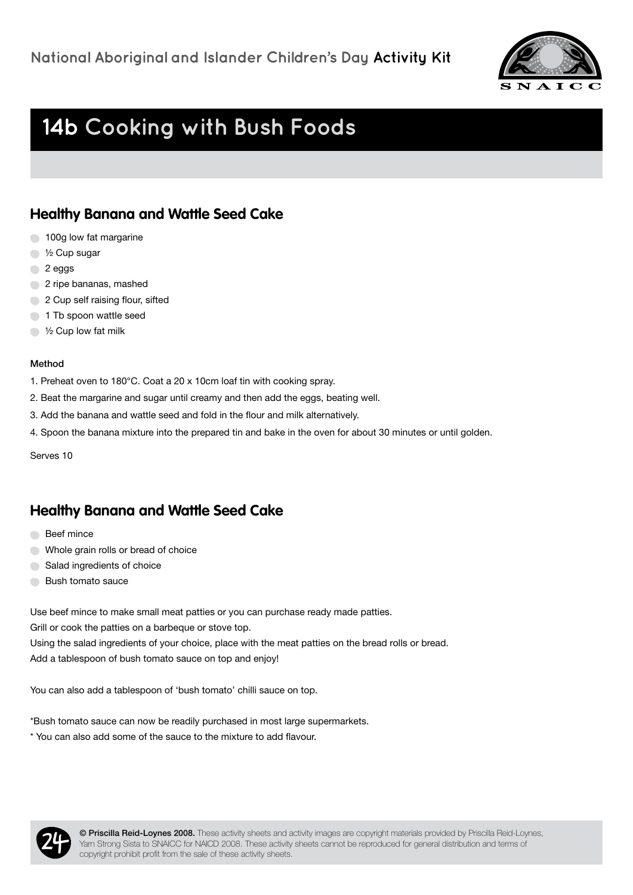# 14b Cooking with Bush Foods

## Healthy Banana and Wattle Seed Cake

- 100g low fat margarine
- ½ Cup sugar
- 2 eggs
- 2 ripe bananas, mashed
- 2 Cup self raising flour, sifted
- 1 Tb spoon wattle seed
- ½ Cup low fat milk

**Method**

1. Preheat oven to 180°C. Coat a 20 x 10cm loaf tin with cooking spray.
2. Beat the margarine and sugar until creamy and then add the eggs, beating well.
3. Add the banana and wattle seed and fold in the flour and milk alternatively.
4. Spoon the banana mixture into the prepared tin and bake in the oven for about 30 minutes or until golden.

Serves 10

## Healthy Banana and Wattle Seed Cake

- Beef mince
- Whole grain rolls or bread of choice
- Salad ingredients of choice
- Bush tomato sauce

Use beef mince to make small meat patties or you can purchase ready made patties.
Grill or cook the patties on a barbeque or stove top.
Using the salad ingredients of your choice, place with the meat patties on the bread rolls or bread.
Add a tablespoon of bush tomato sauce on top and enjoy!

You can also add a tablespoon of 'bush tomato' chilli sauce on top.

*Bush tomato sauce can now be readily purchased in most large supermarkets.
* You can also add some of the sauce to the mixture to add flavour.

**© Priscilla Reid-Loynes 2008.** These activity sheets and activity images are copyright materials provided by Priscilla Reid-Loynes, Yarn Strong Sista to SNAICC for NAICD 2008. These activity sheets cannot be reproduced for general distribution and terms of copyright prohibit profit from the sale of these activity sheets.